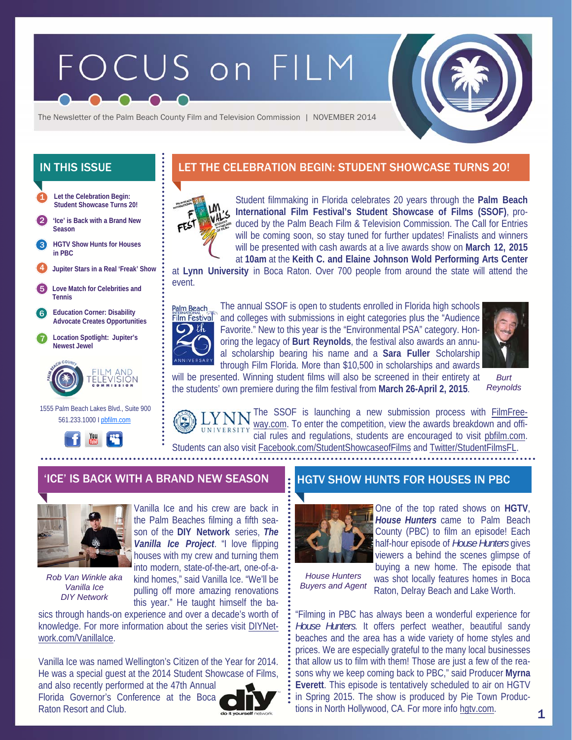# FOCUS on FILM

The Newsletter of the Palm Beach County Film and Television Commission | NOVEMBER 2014

## IN THIS ISSUE

1. Let the Celebration Begin: Student Showcase Turns 20!
2. 'Ice' is Back with a Brand New Season
3. HGTV Show Hunts for Houses in PBC
4. Jupiter Stars in a Real 'Freak' Show
5. Love Match for Celebrities and Tennis
6. Education Corner: Disability Advocate Creates Opportunities
7. Location Spotlight: Jupiter's Newest Jewel

FILM AND TELEVISION COMMISSION

1555 Palm Beach Lakes Blvd., Suite 900
561.233.1000 I pbfilm.com

## LET THE CELEBRATION BEGIN: STUDENT SHOWCASE TURNS 20!

Student filmmaking in Florida celebrates 20 years through the **Palm Beach International Film Festival's Student Showcase of Films (SSOF)**, produced by the Palm Beach Film & Television Commission. The Call for Entries will be coming soon, so stay tuned for further updates! Finalists and winners will be presented with cash awards at a live awards show on **March 12, 2015** at **10am** at the **Keith C. and Elaine Johnson Wold Performing Arts Center** at **Lynn University** in Boca Raton. Over 700 people from around the state will attend the event.

The annual SSOF is open to students enrolled in Florida high schools and colleges with submissions in eight categories plus the "Audience Favorite." New to this year is the "Environmental PSA" category. Honoring the legacy of **Burt Reynolds**, the festival also awards an annual scholarship bearing his name and a **Sara Fuller** Scholarship through Film Florida. More than $10,500 in scholarships and awards will be presented. Winning student films will also be screened in their entirety at the students' own premiere during the film festival from **March 26-April 2, 2015**.

*Burt Reynolds*

The SSOF is launching a new submission process with FilmFreeway.com. To enter the competition, view the awards breakdown and official rules and regulations, students are encouraged to visit pbfilm.com. Students can also visit Facebook.com/StudentShowcaseofFilms and Twitter/StudentFilmsFL.

## 'ICE' IS BACK WITH A BRAND NEW SEASON

*Rob Van Winkle aka Vanilla Ice DIY Network*

Vanilla Ice and his crew are back in the Palm Beaches filming a fifth season of the **DIY Network** series, ***The Vanilla Ice Project***. "I love flipping houses with my crew and turning them into modern, state-of-the-art, one-of-a-kind homes," said Vanilla Ice. "We'll be pulling off more amazing renovations this year." He taught himself the basics through hands-on experience and over a decade's worth of knowledge. For more information about the series visit DIYNetwork.com/VanillaIce.

Vanilla Ice was named Wellington's Citizen of the Year for 2014. He was a special guest at the 2014 Student Showcase of Films, and also recently performed at the 47th Annual Florida Governor's Conference at the Boca Raton Resort and Club.

## HGTV SHOW HUNTS FOR HOUSES IN PBC

*House Hunters Buyers and Agent*

One of the top rated shows on **HGTV**, ***House Hunters*** came to Palm Beach County (PBC) to film an episode! Each half-hour episode of *House Hunters* gives viewers a behind the scenes glimpse of buying a new home. The episode that was shot locally features homes in Boca Raton, Delray Beach and Lake Worth.

"Filming in PBC has always been a wonderful experience for *House Hunters*. It offers perfect weather, beautiful sandy beaches and the area has a wide variety of home styles and prices. We are especially grateful to the many local businesses that allow us to film with them! Those are just a few of the reasons why we keep coming back to PBC," said Producer **Myrna Everett**. This episode is tentatively scheduled to air on HGTV in Spring 2015. The show is produced by Pie Town Productions in North Hollywood, CA. For more info hgtv.com.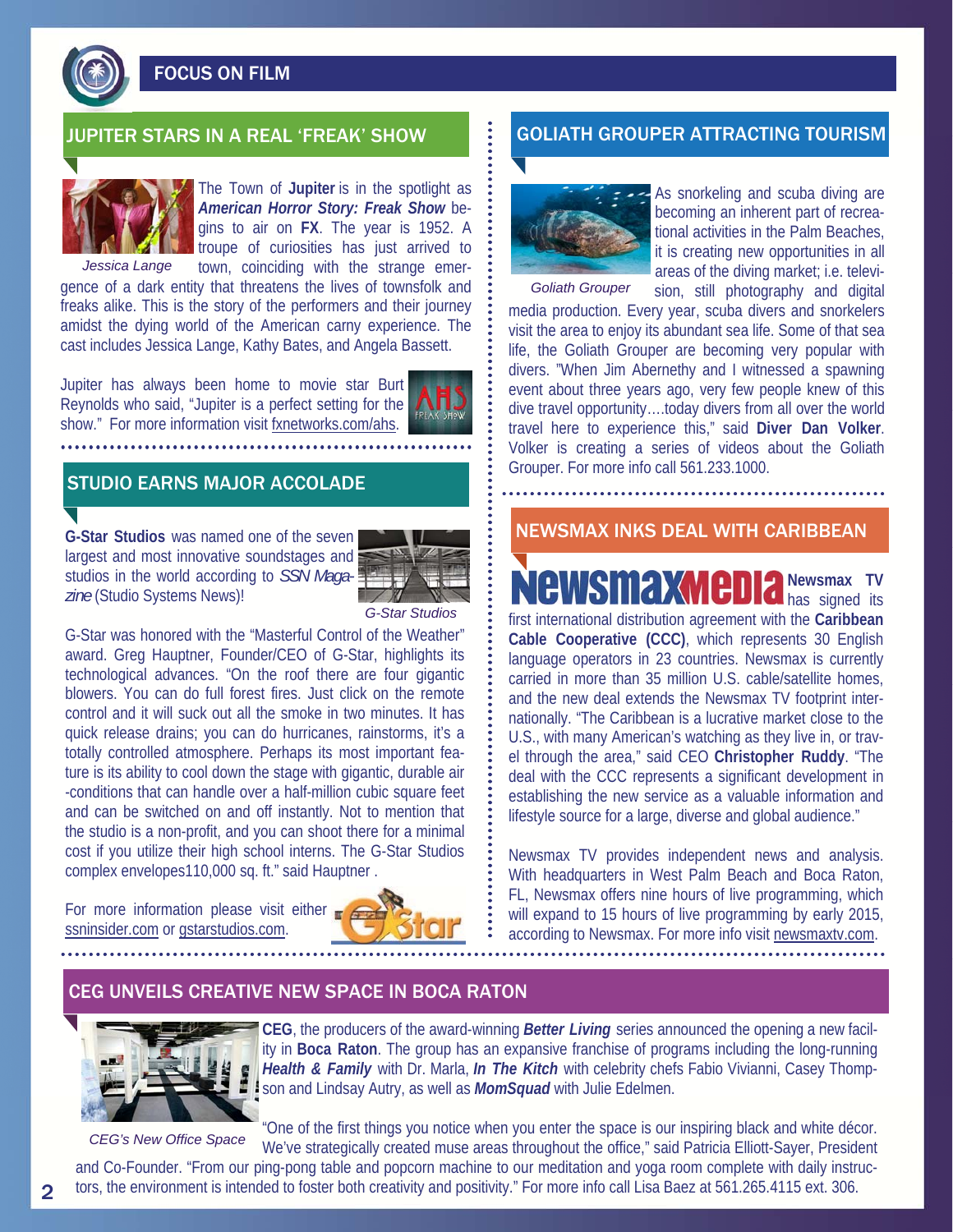# FOCUS ON FILM

## JUPITER STARS IN A REAL 'FREAK' SHOW

Jessica Lange

The Town of **Jupiter** is in the spotlight as ***American Horror Story: Freak Show*** begins to air on **FX**. The year is 1952. A troupe of curiosities has just arrived to town, coinciding with the strange emergence of a dark entity that threatens the lives of townsfolk and freaks alike. This is the story of the performers and their journey amidst the dying world of the American carny experience. The cast includes Jessica Lange, Kathy Bates, and Angela Bassett.

Jupiter has always been home to movie star Burt Reynolds who said, "Jupiter is a perfect setting for the show." For more information visit fxnetworks.com/ahs.

## STUDIO EARNS MAJOR ACCOLADE

**G-Star Studios** was named one of the seven largest and most innovative soundstages and studios in the world according to *SSN Magazine* (Studio Systems News)!

G-Star Studios

G-Star was honored with the "Masterful Control of the Weather" award. Greg Hauptner, Founder/CEO of G-Star, highlights its technological advances. "On the roof there are four gigantic blowers. You can do full forest fires. Just click on the remote control and it will suck out all the smoke in two minutes. It has quick release drains; you can do hurricanes, rainstorms, it's a totally controlled atmosphere. Perhaps its most important feature is its ability to cool down the stage with gigantic, durable air-conditions that can handle over a half-million cubic square feet and can be switched on and off instantly. Not to mention that the studio is a non-profit, and you can shoot there for a minimal cost if you utilize their high school interns. The G-Star Studios complex envelopes110,000 sq. ft." said Hauptner .

For more information please visit either ssninsider.com or gstarstudios.com.

## GOLIATH GROUPER ATTRACTING TOURISM

Goliath Grouper

As snorkeling and scuba diving are becoming an inherent part of recreational activities in the Palm Beaches, it is creating new opportunities in all areas of the diving market; i.e. television, still photography and digital media production. Every year, scuba divers and snorkelers visit the area to enjoy its abundant sea life. Some of that sea life, the Goliath Grouper are becoming very popular with divers. "When Jim Abernethy and I witnessed a spawning event about three years ago, very few people knew of this dive travel opportunity….today divers from all over the world travel here to experience this," said **Diver Dan Volker**. Volker is creating a series of videos about the Goliath Grouper. For more info call 561.233.1000.

## NEWSMAX INKS DEAL WITH CARIBBEAN

**Newsmax TV** has signed its first international distribution agreement with the **Caribbean Cable Cooperative (CCC)**, which represents 30 English language operators in 23 countries. Newsmax is currently carried in more than 35 million U.S. cable/satellite homes, and the new deal extends the Newsmax TV footprint internationally. "The Caribbean is a lucrative market close to the U.S., with many American's watching as they live in, or travel through the area," said CEO **Christopher Ruddy**. "The deal with the CCC represents a significant development in establishing the new service as a valuable information and lifestyle source for a large, diverse and global audience."

Newsmax TV provides independent news and analysis. With headquarters in West Palm Beach and Boca Raton, FL, Newsmax offers nine hours of live programming, which will expand to 15 hours of live programming by early 2015, according to Newsmax. For more info visit newsmaxtv.com.

## CEG UNVEILS CREATIVE NEW SPACE IN BOCA RATON

CEG's New Office Space

**CEG**, the producers of the award-winning ***Better Living*** series announced the opening a new facility in **Boca Raton**. The group has an expansive franchise of programs including the long-running ***Health & Family*** with Dr. Marla, ***In The Kitch*** with celebrity chefs Fabio Vivianni, Casey Thompson and Lindsay Autry, as well as ***MomSquad*** with Julie Edelmen.

"One of the first things you notice when you enter the space is our inspiring black and white décor. We've strategically created muse areas throughout the office," said Patricia Elliott-Sayer, President and Co-Founder. "From our ping-pong table and popcorn machine to our meditation and yoga room complete with daily instructors, the environment is intended to foster both creativity and positivity." For more info call Lisa Baez at 561.265.4115 ext. 306.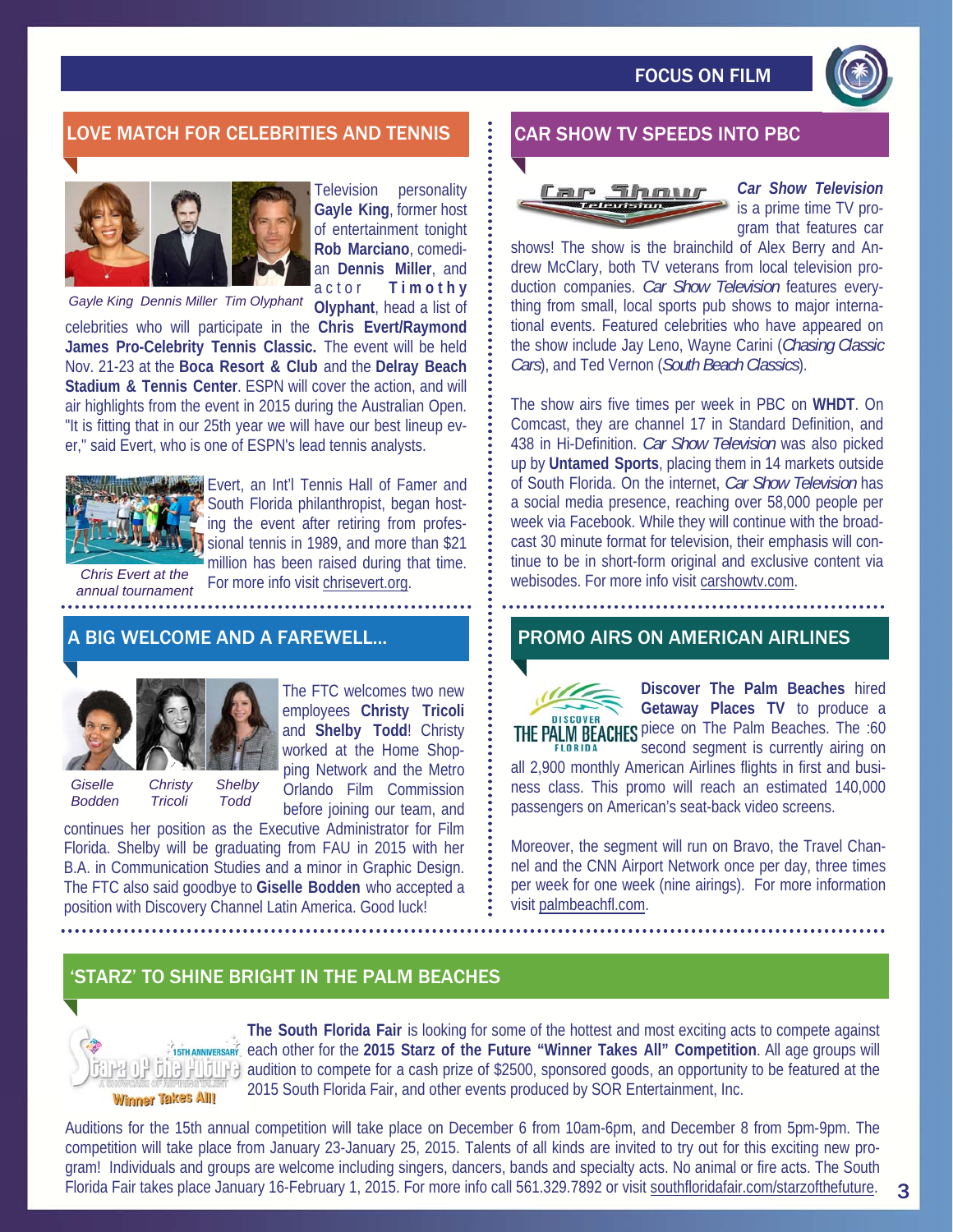## LOVE MATCH FOR CELEBRITIES AND TENNIS

Gayle King Dennis Miller Tim Olyphant

Television personality **Gayle King**, former host of entertainment tonight **Rob Marciano**, comedian **Dennis Miller**, and actor **Timothy Olyphant**, head a list of celebrities who will participate in the **Chris Evert/Raymond James Pro-Celebrity Tennis Classic.** The event will be held Nov. 21-23 at the **Boca Resort & Club** and the **Delray Beach Stadium & Tennis Center**. ESPN will cover the action, and will air highlights from the event in 2015 during the Australian Open. "It is fitting that in our 25th year we will have our best lineup ever," said Evert, who is one of ESPN's lead tennis analysts.

*Chris Evert at the annual tournament*

Evert, an Int'l Tennis Hall of Famer and South Florida philanthropist, began hosting the event after retiring from professional tennis in 1989, and more than $21 million has been raised during that time. For more info visit chrisevert.org.

## A BIG WELCOME AND A FAREWELL...

*Giselle Bodden* *Christy Tricoli* *Shelby Todd*

The FTC welcomes two new employees **Christy Tricoli** and **Shelby Todd**! Christy worked at the Home Shopping Network and the Metro Orlando Film Commission before joining our team, and continues her position as the Executive Administrator for Film Florida. Shelby will be graduating from FAU in 2015 with her B.A. in Communication Studies and a minor in Graphic Design. The FTC also said goodbye to **Giselle Bodden** who accepted a position with Discovery Channel Latin America. Good luck!

## CAR SHOW TV SPEEDS INTO PBC

***Car Show Television*** is a prime time TV program that features car shows! The show is the brainchild of Alex Berry and Andrew McClary, both TV veterans from local television production companies. *Car Show Television* features everything from small, local sports pub shows to major international events. Featured celebrities who have appeared on the show include Jay Leno, Wayne Carini (*Chasing Classic Cars*), and Ted Vernon (*South Beach Classics*).

The show airs five times per week in PBC on **WHDT**. On Comcast, they are channel 17 in Standard Definition, and 438 in Hi-Definition. *Car Show Television* was also picked up by **Untamed Sports**, placing them in 14 markets outside of South Florida. On the internet, *Car Show Television* has a social media presence, reaching over 58,000 people per week via Facebook. While they will continue with the broadcast 30 minute format for television, their emphasis will continue to be in short-form original and exclusive content via webisodes. For more info visit carshowtv.com.

## PROMO AIRS ON AMERICAN AIRLINES

**Discover The Palm Beaches** hired **Getaway Places TV** to produce a piece on The Palm Beaches. The :60 second segment is currently airing on all 2,900 monthly American Airlines flights in first and business class. This promo will reach an estimated 140,000 passengers on American's seat-back video screens.

Moreover, the segment will run on Bravo, the Travel Channel and the CNN Airport Network once per day, three times per week for one week (nine airings). For more information visit palmbeachfl.com.

## 'STARZ' TO SHINE BRIGHT IN THE PALM BEACHES

**The South Florida Fair** is looking for some of the hottest and most exciting acts to compete against each other for the **2015 Starz of the Future "Winner Takes All" Competition**. All age groups will audition to compete for a cash prize of $2500, sponsored goods, an opportunity to be featured at the 2015 South Florida Fair, and other events produced by SOR Entertainment, Inc.

Auditions for the 15th annual competition will take place on December 6 from 10am-6pm, and December 8 from 5pm-9pm. The competition will take place from January 23-January 25, 2015. Talents of all kinds are invited to try out for this exciting new program! Individuals and groups are welcome including singers, dancers, bands and specialty acts. No animal or fire acts. The South Florida Fair takes place January 16-February 1, 2015. For more info call 561.329.7892 or visit southfloridafair.com/starzofthefuture.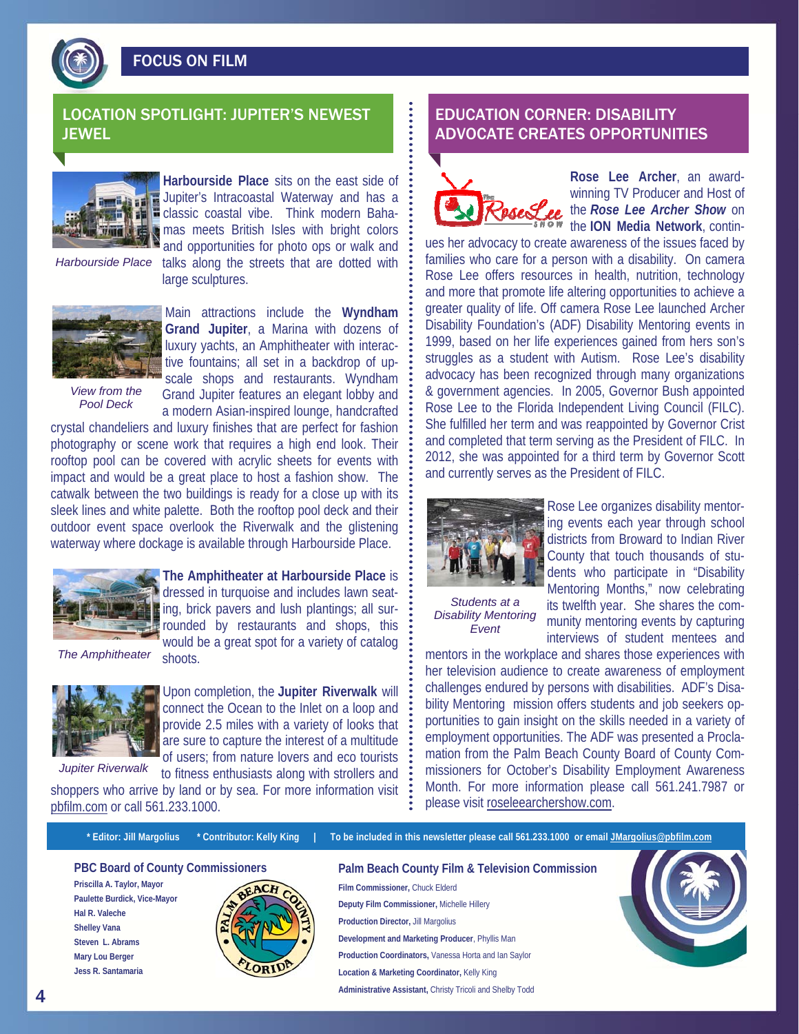## FOCUS ON FILM

### LOCATION SPOTLIGHT: JUPITER'S NEWEST JEWEL

**Harbourside Place** sits on the east side of Jupiter's Intracoastal Waterway and has a classic coastal vibe. Think modern Bahamas meets British Isles with bright colors and opportunities for photo ops or walk and talks along the streets that are dotted with large sculptures.

*Harbourside Place*

Main attractions include the **Wyndham Grand Jupiter**, a Marina with dozens of luxury yachts, an Amphitheater with interactive fountains; all set in a backdrop of upscale shops and restaurants. Wyndham Grand Jupiter features an elegant lobby and a modern Asian-inspired lounge, handcrafted crystal chandeliers and luxury finishes that are perfect for fashion photography or scene work that requires a high end look. Their rooftop pool can be covered with acrylic sheets for events with impact and would be a great place to host a fashion show. The catwalk between the two buildings is ready for a close up with its sleek lines and white palette. Both the rooftop pool deck and their outdoor event space overlook the Riverwalk and the glistening waterway where dockage is available through Harbourside Place.

*View from the Pool Deck*

**The Amphitheater at Harbourside Place** is dressed in turquoise and includes lawn seating, brick pavers and lush plantings; all surrounded by restaurants and shops, this would be a great spot for a variety of catalog shoots.

*The Amphitheater*

Upon completion, the **Jupiter Riverwalk** will connect the Ocean to the Inlet on a loop and provide 2.5 miles with a variety of looks that are sure to capture the interest of a multitude of users; from nature lovers and eco tourists to fitness enthusiasts along with strollers and shoppers who arrive by land or by sea. For more information visit pbfilm.com or call 561.233.1000.

*Jupiter Riverwalk*

### EDUCATION CORNER: DISABILITY ADVOCATE CREATES OPPORTUNITIES

**Rose Lee Archer**, an award-winning TV Producer and Host of the ***Rose Lee Archer Show*** on the **ION Media Network**, continues her advocacy to create awareness of the issues faced by families who care for a person with a disability. On camera Rose Lee offers resources in health, nutrition, technology and more that promote life altering opportunities to achieve a greater quality of life. Off camera Rose Lee launched Archer Disability Foundation's (ADF) Disability Mentoring events in 1999, based on her life experiences gained from hers son's struggles as a student with Autism. Rose Lee's disability advocacy has been recognized through many organizations & government agencies. In 2005, Governor Bush appointed Rose Lee to the Florida Independent Living Council (FILC). She fulfilled her term and was reappointed by Governor Crist and completed that term serving as the President of FILC. In 2012, she was appointed for a third term by Governor Scott and currently serves as the President of FILC.

Rose Lee organizes disability mentoring events each year through school districts from Broward to Indian River County that touch thousands of students who participate in "Disability Mentoring Months," now celebrating its twelfth year. She shares the community mentoring events by capturing interviews of student mentees and mentors in the workplace and shares those experiences with her television audience to create awareness of employment challenges endured by persons with disabilities. ADF's Disability Mentoring mission offers students and job seekers opportunities to gain insight on the skills needed in a variety of employment opportunities. The ADF was presented a Proclamation from the Palm Beach County Board of County Commissioners for October's Disability Employment Awareness Month. For more information please call 561.241.7987 or please visit roseleearchershow.com.

*Students at a Disability Mentoring Event*

**\* Editor: Jill Margolius \* Contributor: Kelly King | To be included in this newsletter please call 561.233.1000 or email JMargolius@pbfilm.com**

**PBC Board of County Commissioners**

**Priscilla A. Taylor, Mayor**
**Paulette Burdick, Vice-Mayor**
**Hal R. Valeche**
**Shelley Vana**
**Steven L. Abrams**
**Mary Lou Berger**
**Jess R. Santamaria**

**Palm Beach County Film & Television Commission**

**Film Commissioner,** Chuck Elderd
**Deputy Film Commissioner,** Michelle Hillery
**Production Director,** Jill Margolius
**Development and Marketing Producer**, Phyllis Man
**Production Coordinators,** Vanessa Horta and Ian Saylor
**Location & Marketing Coordinator,** Kelly King
**Administrative Assistant,** Christy Tricoli and Shelby Todd